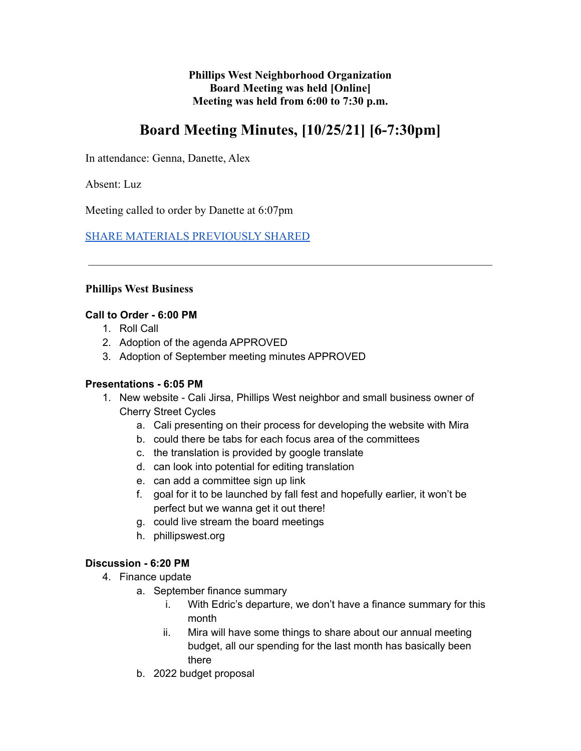**Phillips West Neighborhood Organization**
**Board Meeting was held [Online]**
**Meeting was held from 6:00 to 7:30 p.m.**

# Board Meeting Minutes, [10/25/21] [6-7:30pm]

In attendance: Genna, Danette, Alex

Absent: Luz

Meeting called to order by Danette at 6:07pm

SHARE MATERIALS PREVIOUSLY SHARED

---

### Phillips West Business

**Call to Order - 6:00 PM**

1. Roll Call
2. Adoption of the agenda APPROVED
3. Adoption of September meeting minutes APPROVED

**Presentations - 6:05 PM**

1. New website - Cali Jirsa, Phillips West neighbor and small business owner of Cherry Street Cycles
   a. Cali presenting on their process for developing the website with Mira
   b. could there be tabs for each focus area of the committees
   c. the translation is provided by google translate
   d. can look into potential for editing translation
   e. can add a committee sign up link
   f. goal for it to be launched by fall fest and hopefully earlier, it won't be perfect but we wanna get it out there!
   g. could live stream the board meetings
   h. phillipswest.org

**Discussion - 6:20 PM**

4. Finance update
   a. September finance summary
      i. With Edric's departure, we don't have a finance summary for this month
      ii. Mira will have some things to share about our annual meeting budget, all our spending for the last month has basically been there
   b. 2022 budget proposal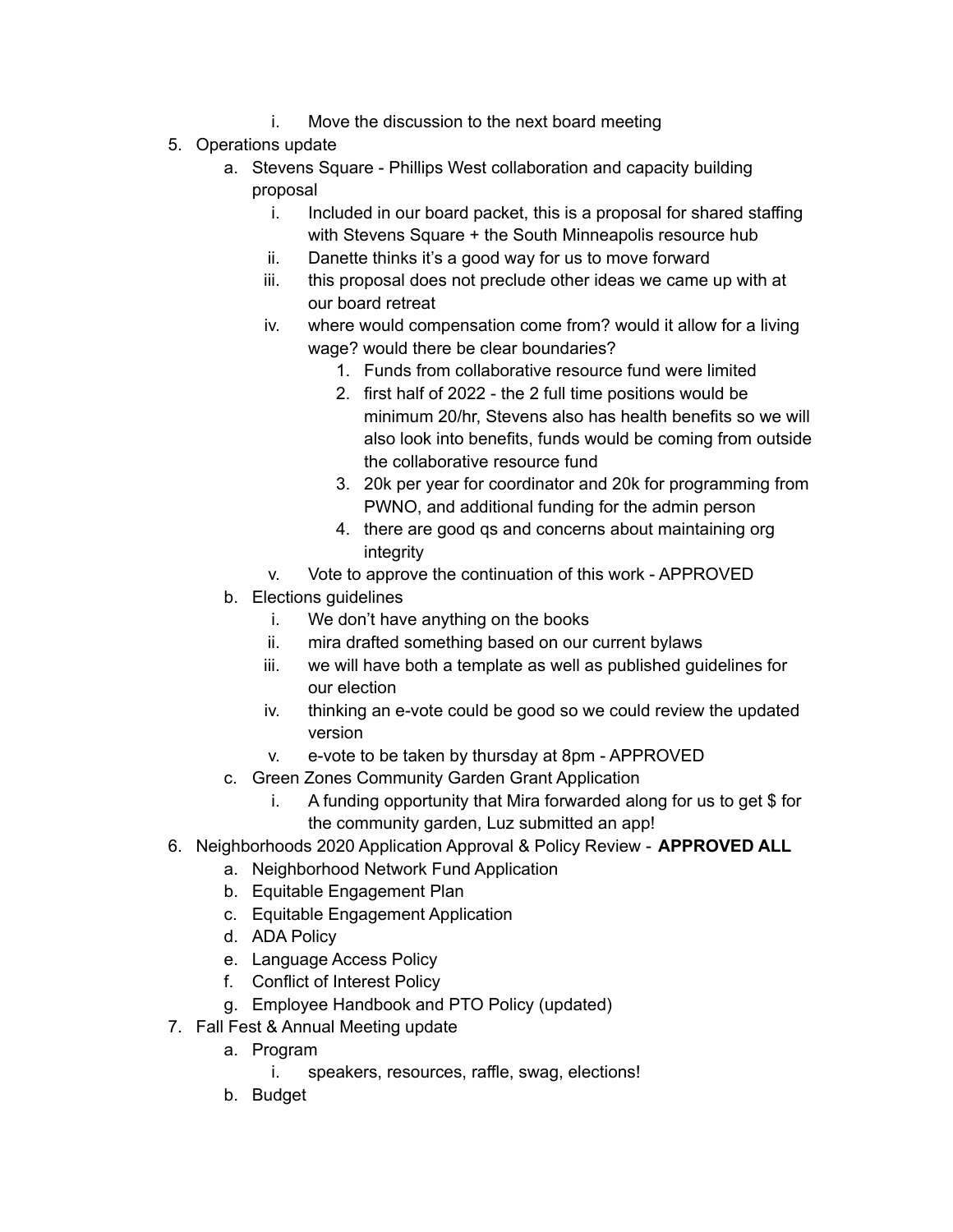i. Move the discussion to the next board meeting

5. Operations update
    a. Stevens Square - Phillips West collaboration and capacity building proposal
        i. Included in our board packet, this is a proposal for shared staffing with Stevens Square + the South Minneapolis resource hub
        ii. Danette thinks it's a good way for us to move forward
        iii. this proposal does not preclude other ideas we came up with at our board retreat
        iv. where would compensation come from? would it allow for a living wage? would there be clear boundaries?
            1. Funds from collaborative resource fund were limited
            2. first half of 2022 - the 2 full time positions would be minimum 20/hr, Stevens also has health benefits so we will also look into benefits, funds would be coming from outside the collaborative resource fund
            3. 20k per year for coordinator and 20k for programming from PWNO, and additional funding for the admin person
            4. there are good qs and concerns about maintaining org integrity
        v. Vote to approve the continuation of this work - APPROVED
    b. Elections guidelines
        i. We don't have anything on the books
        ii. mira drafted something based on our current bylaws
        iii. we will have both a template as well as published guidelines for our election
        iv. thinking an e-vote could be good so we could review the updated version
        v. e-vote to be taken by thursday at 8pm - APPROVED
    c. Green Zones Community Garden Grant Application
        i. A funding opportunity that Mira forwarded along for us to get $ for the community garden, Luz submitted an app!
6. Neighborhoods 2020 Application Approval & Policy Review - **APPROVED ALL**
    a. Neighborhood Network Fund Application
    b. Equitable Engagement Plan
    c. Equitable Engagement Application
    d. ADA Policy
    e. Language Access Policy
    f. Conflict of Interest Policy
    g. Employee Handbook and PTO Policy (updated)
7. Fall Fest & Annual Meeting update
    a. Program
        i. speakers, resources, raffle, swag, elections!
    b. Budget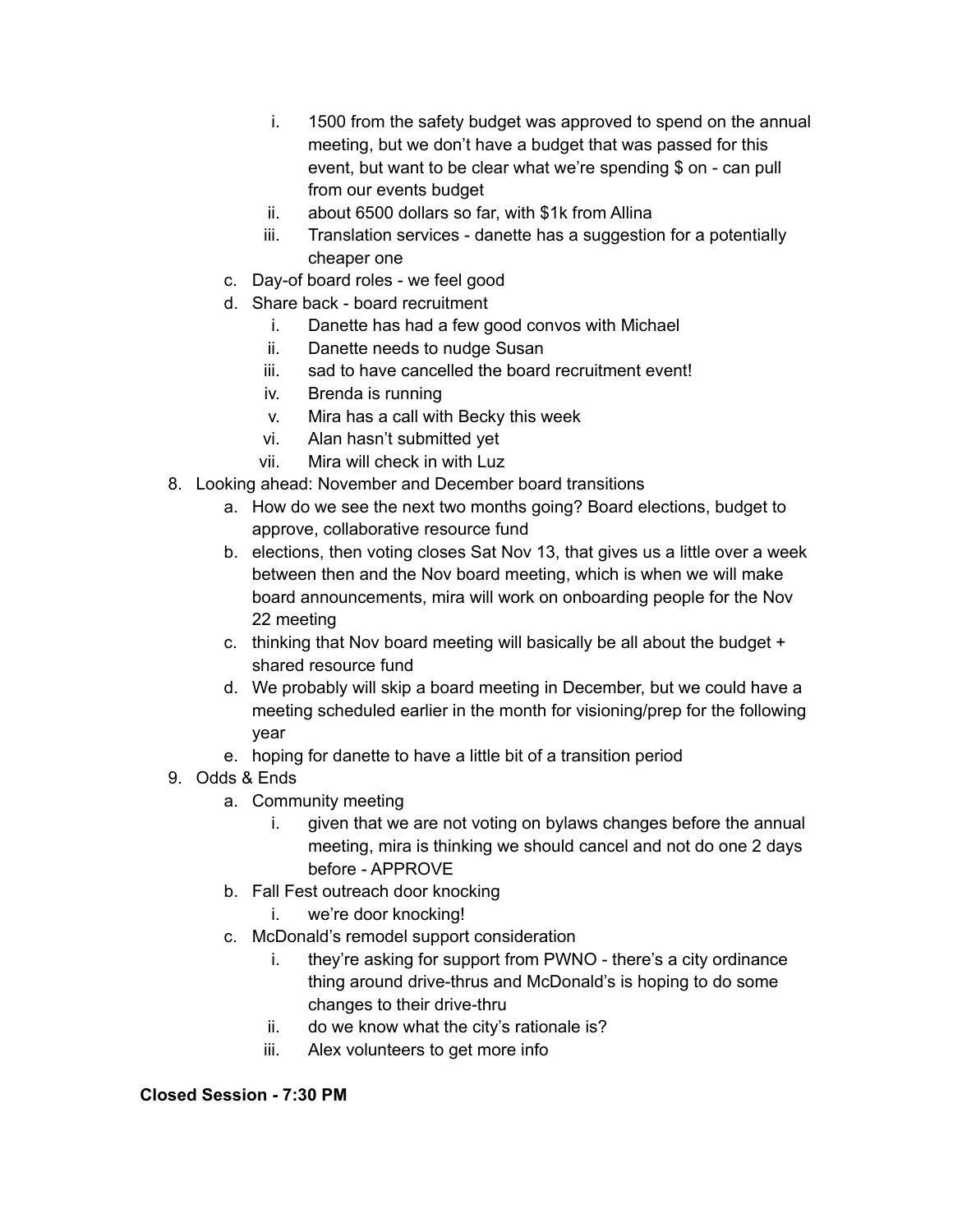i. 1500 from the safety budget was approved to spend on the annual meeting, but we don't have a budget that was passed for this event, but want to be clear what we're spending $ on - can pull from our events budget
      ii. about 6500 dollars so far, with $1k from Allina
      iii. Translation services - danette has a suggestion for a potentially cheaper one
   c. Day-of board roles - we feel good
   d. Share back - board recruitment
      i. Danette has had a few good convos with Michael
      ii. Danette needs to nudge Susan
      iii. sad to have cancelled the board recruitment event!
      iv. Brenda is running
      v. Mira has a call with Becky this week
      vi. Alan hasn't submitted yet
      vii. Mira will check in with Luz

8. Looking ahead: November and December board transitions
   a. How do we see the next two months going? Board elections, budget to approve, collaborative resource fund
   b. elections, then voting closes Sat Nov 13, that gives us a little over a week between then and the Nov board meeting, which is when we will make board announcements, mira will work on onboarding people for the Nov 22 meeting
   c. thinking that Nov board meeting will basically be all about the budget + shared resource fund
   d. We probably will skip a board meeting in December, but we could have a meeting scheduled earlier in the month for visioning/prep for the following year
   e. hoping for danette to have a little bit of a transition period

9. Odds & Ends
   a. Community meeting
      i. given that we are not voting on bylaws changes before the annual meeting, mira is thinking we should cancel and not do one 2 days before - APPROVE
   b. Fall Fest outreach door knocking
      i. we're door knocking!
   c. McDonald's remodel support consideration
      i. they're asking for support from PWNO - there's a city ordinance thing around drive-thrus and McDonald's is hoping to do some changes to their drive-thru
      ii. do we know what the city's rationale is?
      iii. Alex volunteers to get more info

**Closed Session - 7:30 PM**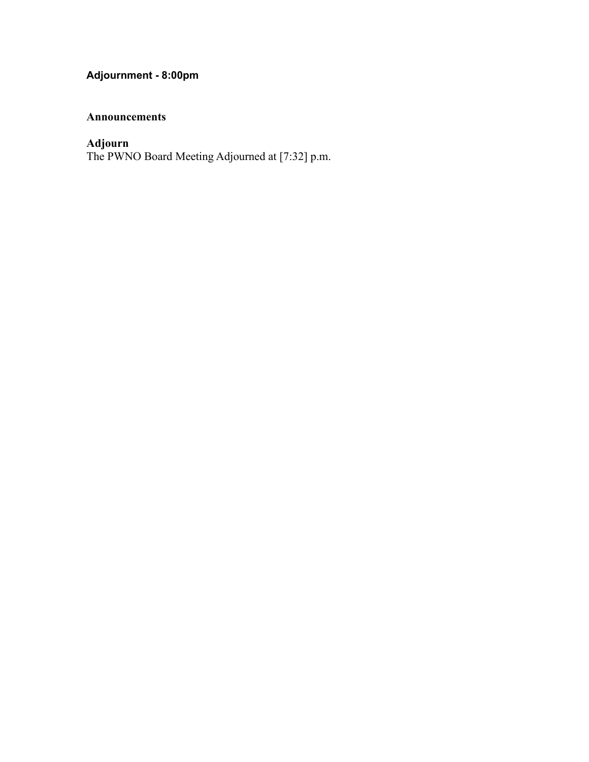**Adjournment - 8:00pm**

**Announcements**

**Adjourn**
The PWNO Board Meeting Adjourned at [7:32] p.m.